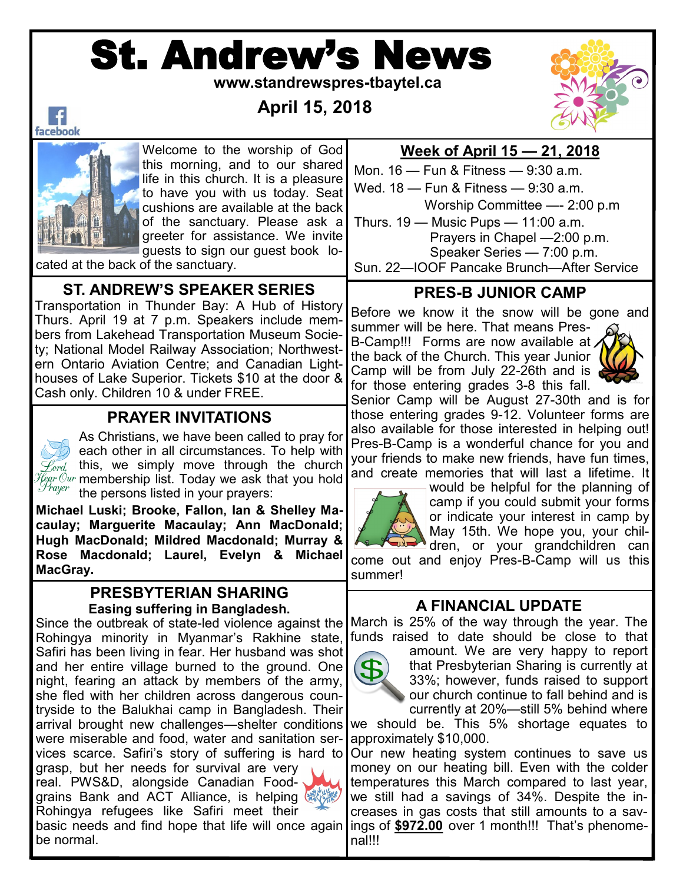# St. Andrew's News

**www.standrewspres-tbaytel.ca**

**April 15, 2018**

facebook

Welcome to the worship of God this morning, and to our shared life in this church. It is a pleasure to have you with us today. Seat cushions are available at the back of the sanctuary. Please ask a greeter for assistance. We invite guests to sign our guest book located at the back of the sanctuary.

## Week of April 15 — 21, 2018

Mon. 16 — Fun & Fitness — 9:30 a.m.

Wed. 18 — Fun & Fitness — 9:30 a.m.
Worship Committee —- 2:00 p.m

Thurs. 19 — Music Pups — 11:00 a.m.
Prayers in Chapel —2:00 p.m.
Speaker Series — 7:00 p.m.

Sun. 22—IOOF Pancake Brunch—After Service

## ST. ANDREW'S SPEAKER SERIES

Transportation in Thunder Bay: A Hub of History Thurs. April 19 at 7 p.m. Speakers include members from Lakehead Transportation Museum Society; National Model Railway Association; Northwestern Ontario Aviation Centre; and Canadian Lighthouses of Lake Superior. Tickets $10 at the door & Cash only. Children 10 & under FREE.

## PRAYER INVITATIONS

Lord, Hear Our Prayer

As Christians, we have been called to pray for each other in all circumstances. To help with this, we simply move through the church membership list. Today we ask that you hold the persons listed in your prayers:

**Michael Luski; Brooke, Fallon, Ian & Shelley Macaulay; Marguerite Macaulay; Ann MacDonald; Hugh MacDonald; Mildred Macdonald; Murray & Rose Macdonald; Laurel, Evelyn & Michael MacGray.**

## PRESBYTERIAN SHARING

**Easing suffering in Bangladesh.**

Since the outbreak of state-led violence against the Rohingya minority in Myanmar's Rakhine state, Safiri has been living in fear. Her husband was shot and her entire village burned to the ground. One night, fearing an attack by members of the army, she fled with her children across dangerous countryside to the Balukhai camp in Bangladesh. Their arrival brought new challenges—shelter conditions were miserable and food, water and sanitation services scarce. Safiri's story of suffering is hard to grasp, but her needs for survival are very real. PWS&D, alongside Canadian Foodgrains Bank and ACT Alliance, is helping Rohingya refugees like Safiri meet their basic needs and find hope that life will once again be normal.

## PRES-B JUNIOR CAMP

Before we know it the snow will be gone and summer will be here. That means Pres-B-Camp!!! Forms are now available at the back of the Church. This year Junior Camp will be from July 22-26th and is for those entering grades 3-8 this fall. Senior Camp will be August 27-30th and is for those entering grades 9-12. Volunteer forms are also available for those interested in helping out! Pres-B-Camp is a wonderful chance for you and your friends to make new friends, have fun times, and create memories that will last a lifetime. It would be helpful for the planning of camp if you could submit your forms or indicate your interest in camp by May 15th. We hope you, your children, or your grandchildren can come out and enjoy Pres-B-Camp will us this summer!

## A FINANCIAL UPDATE

March is 25% of the way through the year. The funds raised to date should be close to that amount. We are very happy to report that Presbyterian Sharing is currently at 33%; however, funds raised to support our church continue to fall behind and is currently at 20%—still 5% behind where we should be. This 5% shortage equates to approximately $10,000.

Our new heating system continues to save us money on our heating bill. Even with the colder temperatures this March compared to last year, we still had a savings of 34%. Despite the increases in gas costs that still amounts to a savings of **$972.00** over 1 month!!! That's phenomenal!!!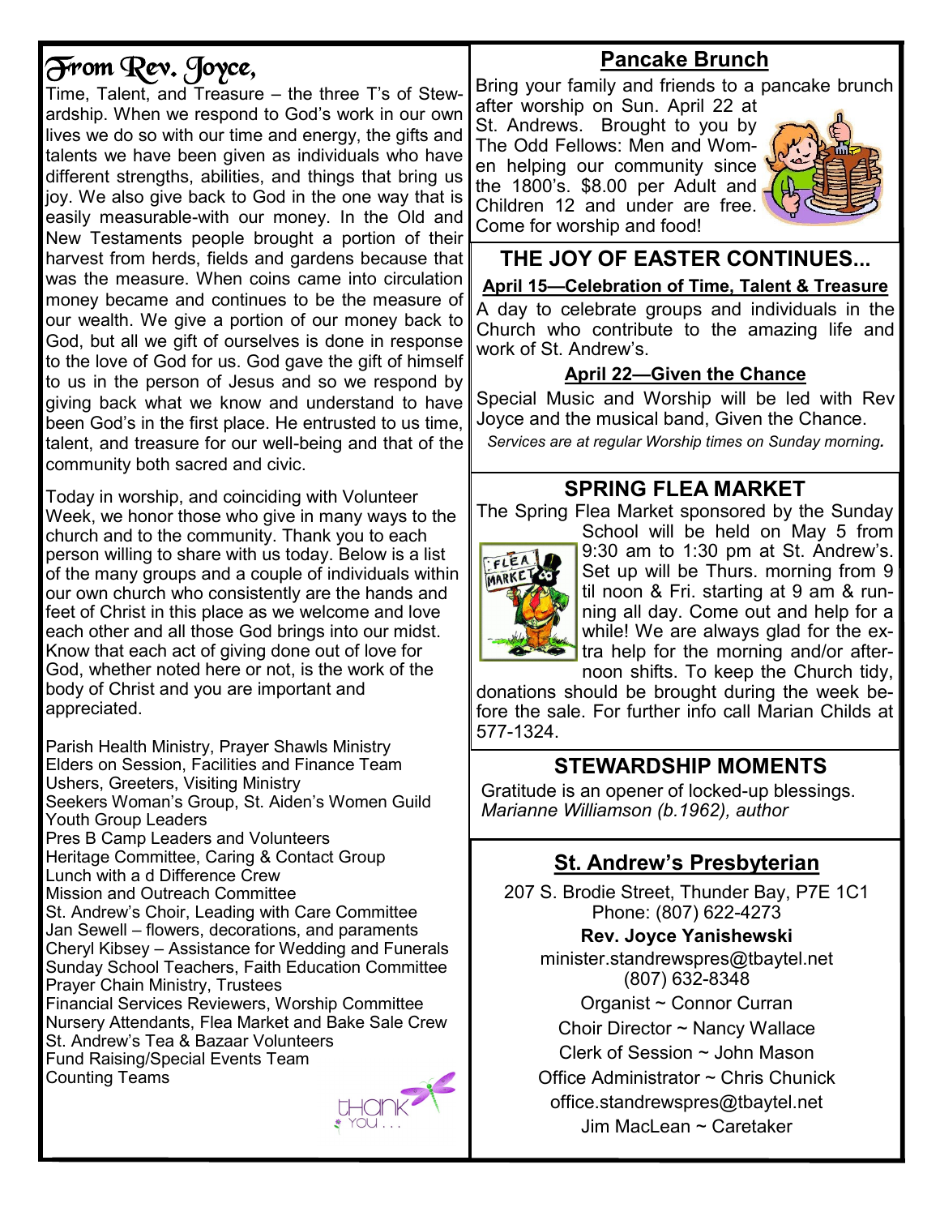## From Rev. Joyce,

Time, Talent, and Treasure – the three T's of Stewardship. When we respond to God's work in our own lives we do so with our time and energy, the gifts and talents we have been given as individuals who have different strengths, abilities, and things that bring us joy. We also give back to God in the one way that is easily measurable-with our money. In the Old and New Testaments people brought a portion of their harvest from herds, fields and gardens because that was the measure. When coins came into circulation money became and continues to be the measure of our wealth. We give a portion of our money back to God, but all we gift of ourselves is done in response to the love of God for us. God gave the gift of himself to us in the person of Jesus and so we respond by giving back what we know and understand to have been God's in the first place. He entrusted to us time, talent, and treasure for our well-being and that of the community both sacred and civic.

Today in worship, and coinciding with Volunteer Week, we honor those who give in many ways to the church and to the community. Thank you to each person willing to share with us today. Below is a list of the many groups and a couple of individuals within our own church who consistently are the hands and feet of Christ in this place as we welcome and love each other and all those God brings into our midst. Know that each act of giving done out of love for God, whether noted here or not, is the work of the body of Christ and you are important and appreciated.

Parish Health Ministry, Prayer Shawls Ministry
Elders on Session, Facilities and Finance Team
Ushers, Greeters, Visiting Ministry
Seekers Woman's Group, St. Aiden's Women Guild
Youth Group Leaders
Pres B Camp Leaders and Volunteers
Heritage Committee, Caring & Contact Group
Lunch with a d Difference Crew
Mission and Outreach Committee
St. Andrew's Choir, Leading with Care Committee
Jan Sewell – flowers, decorations, and paraments
Cheryl Kibsey – Assistance for Wedding and Funerals
Sunday School Teachers, Faith Education Committee
Prayer Chain Ministry, Trustees
Financial Services Reviewers, Worship Committee
Nursery Attendants, Flea Market and Bake Sale Crew
St. Andrew's Tea & Bazaar Volunteers
Fund Raising/Special Events Team
Counting Teams

thank you . . .

## Pancake Brunch

Bring your family and friends to a pancake brunch after worship on Sun. April 22 at St. Andrews. Brought to you by The Odd Fellows: Men and Women helping our community since the 1800's. $8.00 per Adult and Children 12 and under are free. Come for worship and food!

## THE JOY OF EASTER CONTINUES...

**April 15—Celebration of Time, Talent & Treasure**

A day to celebrate groups and individuals in the Church who contribute to the amazing life and work of St. Andrew's.

**April 22—Given the Chance**

Special Music and Worship will be led with Rev Joyce and the musical band, Given the Chance.

*Services are at regular Worship times on Sunday morning.*

## SPRING FLEA MARKET

The Spring Flea Market sponsored by the Sunday School will be held on May 5 from 9:30 am to 1:30 pm at St. Andrew's. Set up will be Thurs. morning from 9 til noon & Fri. starting at 9 am & running all day. Come out and help for a while! We are always glad for the extra help for the morning and/or afternoon shifts. To keep the Church tidy, donations should be brought during the week before the sale. For further info call Marian Childs at 577-1324.

## STEWARDSHIP MOMENTS

Gratitude is an opener of locked-up blessings.
*Marianne Williamson (b.1962), author*

## St. Andrew's Presbyterian

207 S. Brodie Street, Thunder Bay, P7E 1C1
Phone: (807) 622-4273

**Rev. Joyce Yanishewski**
minister.standrewspres@tbaytel.net
(807) 632-8348

Organist ~ Connor Curran
Choir Director ~ Nancy Wallace
Clerk of Session ~ John Mason
Office Administrator ~ Chris Chunick
office.standrewspres@tbaytel.net
Jim MacLean ~ Caretaker